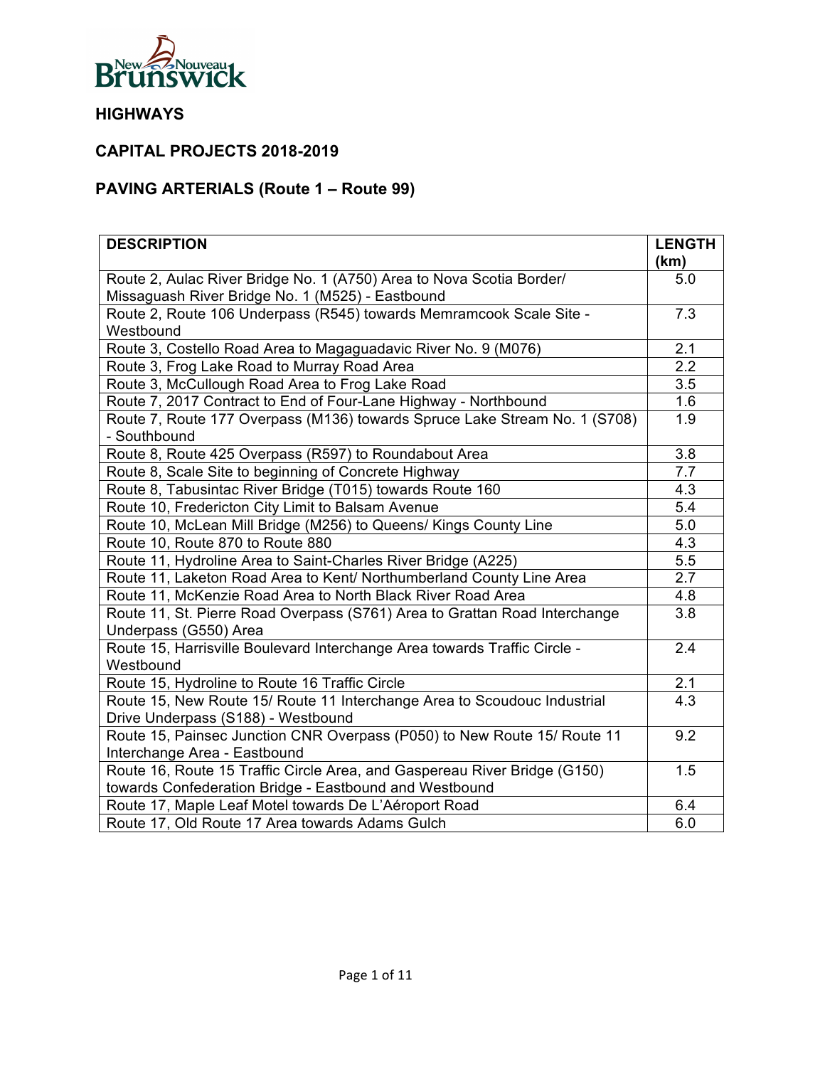## HIGHWAYS

## CAPITAL PROJECTS 2018-2019

## PAVING ARTERIALS (Route 1 – Route 99)

| DESCRIPTION | LENGTH (km) |
|---|---|
| Route 2, Aulac River Bridge No. 1 (A750) Area to Nova Scotia Border/ Missaguash River Bridge No. 1 (M525) - Eastbound | 5.0 |
| Route 2, Route 106 Underpass (R545) towards Memramcook Scale Site - Westbound | 7.3 |
| Route 3, Costello Road Area to Magaguadavic River No. 9 (M076) | 2.1 |
| Route 3, Frog Lake Road to Murray Road Area | 2.2 |
| Route 3, McCullough Road Area to Frog Lake Road | 3.5 |
| Route 7, 2017 Contract to End of Four-Lane Highway - Northbound | 1.6 |
| Route 7, Route 177 Overpass (M136) towards Spruce Lake Stream No. 1 (S708) - Southbound | 1.9 |
| Route 8, Route 425 Overpass (R597) to Roundabout Area | 3.8 |
| Route 8, Scale Site to beginning of Concrete Highway | 7.7 |
| Route 8, Tabusintac River Bridge (T015) towards Route 160 | 4.3 |
| Route 10, Fredericton City Limit to Balsam Avenue | 5.4 |
| Route 10, McLean Mill Bridge (M256) to Queens/ Kings County Line | 5.0 |
| Route 10, Route 870 to Route 880 | 4.3 |
| Route 11, Hydroline Area to Saint-Charles River Bridge (A225) | 5.5 |
| Route 11, Laketon Road Area to Kent/ Northumberland County Line Area | 2.7 |
| Route 11, McKenzie Road Area to North Black River Road Area | 4.8 |
| Route 11, St. Pierre Road Overpass (S761) Area to Grattan Road Interchange Underpass (G550) Area | 3.8 |
| Route 15, Harrisville Boulevard Interchange Area towards Traffic Circle - Westbound | 2.4 |
| Route 15, Hydroline to Route 16 Traffic Circle | 2.1 |
| Route 15, New Route 15/ Route 11 Interchange Area to Scoudouc Industrial Drive Underpass (S188) - Westbound | 4.3 |
| Route 15, Painsec Junction CNR Overpass (P050) to New Route 15/ Route 11 Interchange Area - Eastbound | 9.2 |
| Route 16, Route 15 Traffic Circle Area, and Gaspereau River Bridge (G150) towards Confederation Bridge - Eastbound and Westbound | 1.5 |
| Route 17, Maple Leaf Motel towards De L'Aéroport Road | 6.4 |
| Route 17, Old Route 17 Area towards Adams Gulch | 6.0 |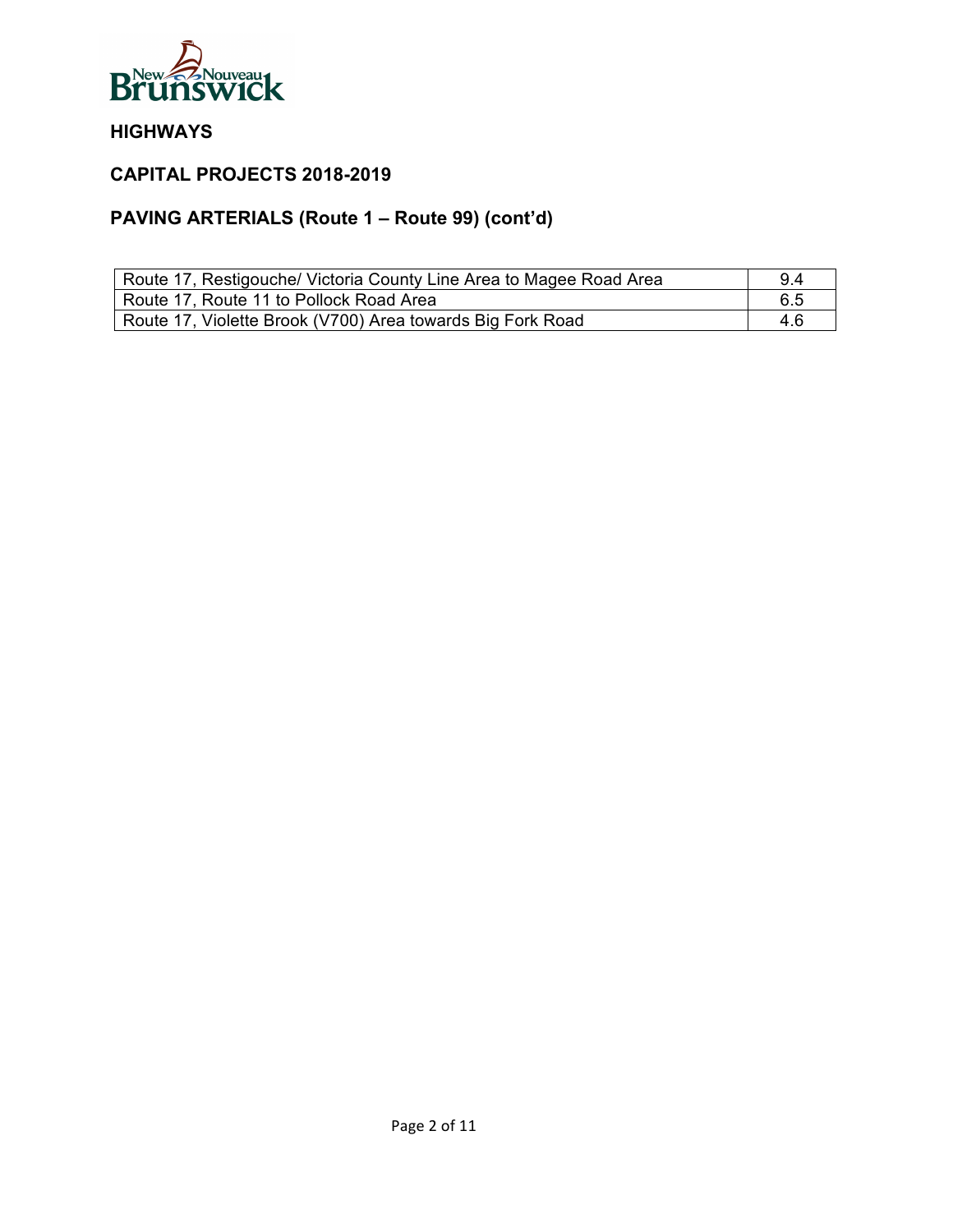## HIGHWAYS

## CAPITAL PROJECTS 2018-2019

## PAVING ARTERIALS (Route 1 – Route 99) (cont'd)

| | |
|---|---|
| Route 17, Restigouche/ Victoria County Line Area to Magee Road Area | 9.4 |
| Route 17, Route 11 to Pollock Road Area | 6.5 |
| Route 17, Violette Brook (V700) Area towards Big Fork Road | 4.6 |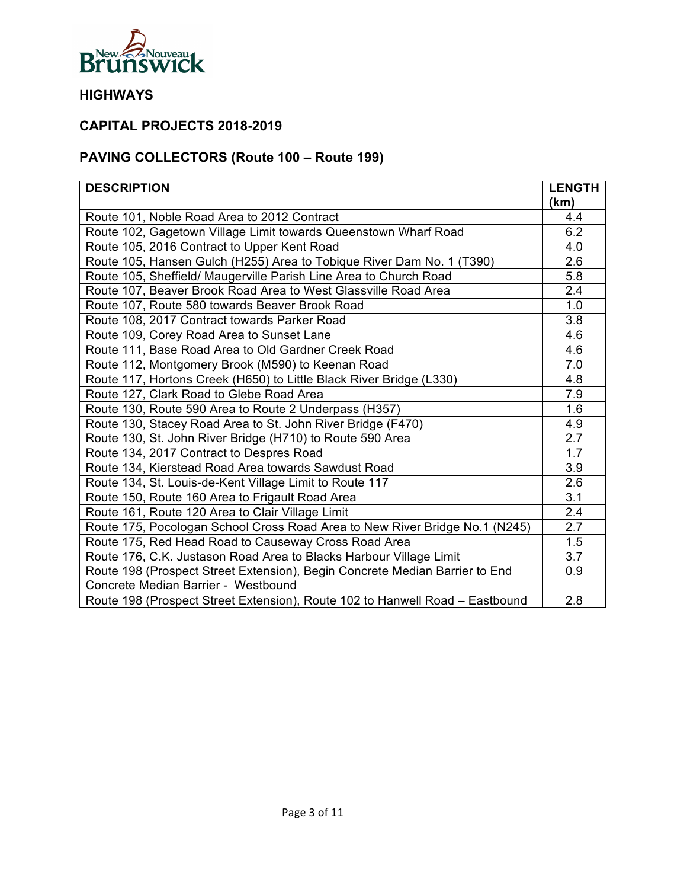## HIGHWAYS

## CAPITAL PROJECTS 2018-2019

## PAVING COLLECTORS (Route 100 – Route 199)

| DESCRIPTION | LENGTH (km) |
|---|---|
| Route 101, Noble Road Area to 2012 Contract | 4.4 |
| Route 102, Gagetown Village Limit towards Queenstown Wharf Road | 6.2 |
| Route 105, 2016 Contract to Upper Kent Road | 4.0 |
| Route 105, Hansen Gulch (H255) Area to Tobique River Dam No. 1 (T390) | 2.6 |
| Route 105, Sheffield/ Maugerville Parish Line Area to Church Road | 5.8 |
| Route 107, Beaver Brook Road Area to West Glassville Road Area | 2.4 |
| Route 107, Route 580 towards Beaver Brook Road | 1.0 |
| Route 108, 2017 Contract towards Parker Road | 3.8 |
| Route 109, Corey Road Area to Sunset Lane | 4.6 |
| Route 111, Base Road Area to Old Gardner Creek Road | 4.6 |
| Route 112, Montgomery Brook (M590) to Keenan Road | 7.0 |
| Route 117, Hortons Creek (H650) to Little Black River Bridge (L330) | 4.8 |
| Route 127, Clark Road to Glebe Road Area | 7.9 |
| Route 130, Route 590 Area to Route 2 Underpass (H357) | 1.6 |
| Route 130, Stacey Road Area to St. John River Bridge (F470) | 4.9 |
| Route 130, St. John River Bridge (H710) to Route 590 Area | 2.7 |
| Route 134, 2017 Contract to Despres Road | 1.7 |
| Route 134, Kierstead Road Area towards Sawdust Road | 3.9 |
| Route 134, St. Louis-de-Kent Village Limit to Route 117 | 2.6 |
| Route 150, Route 160 Area to Frigault Road Area | 3.1 |
| Route 161, Route 120 Area to Clair Village Limit | 2.4 |
| Route 175, Pocologan School Cross Road Area to New River Bridge No.1 (N245) | 2.7 |
| Route 175, Red Head Road to Causeway Cross Road Area | 1.5 |
| Route 176, C.K. Justason Road Area to Blacks Harbour Village Limit | 3.7 |
| Route 198 (Prospect Street Extension), Begin Concrete Median Barrier to End Concrete Median Barrier - Westbound | 0.9 |
| Route 198 (Prospect Street Extension), Route 102 to Hanwell Road – Eastbound | 2.8 |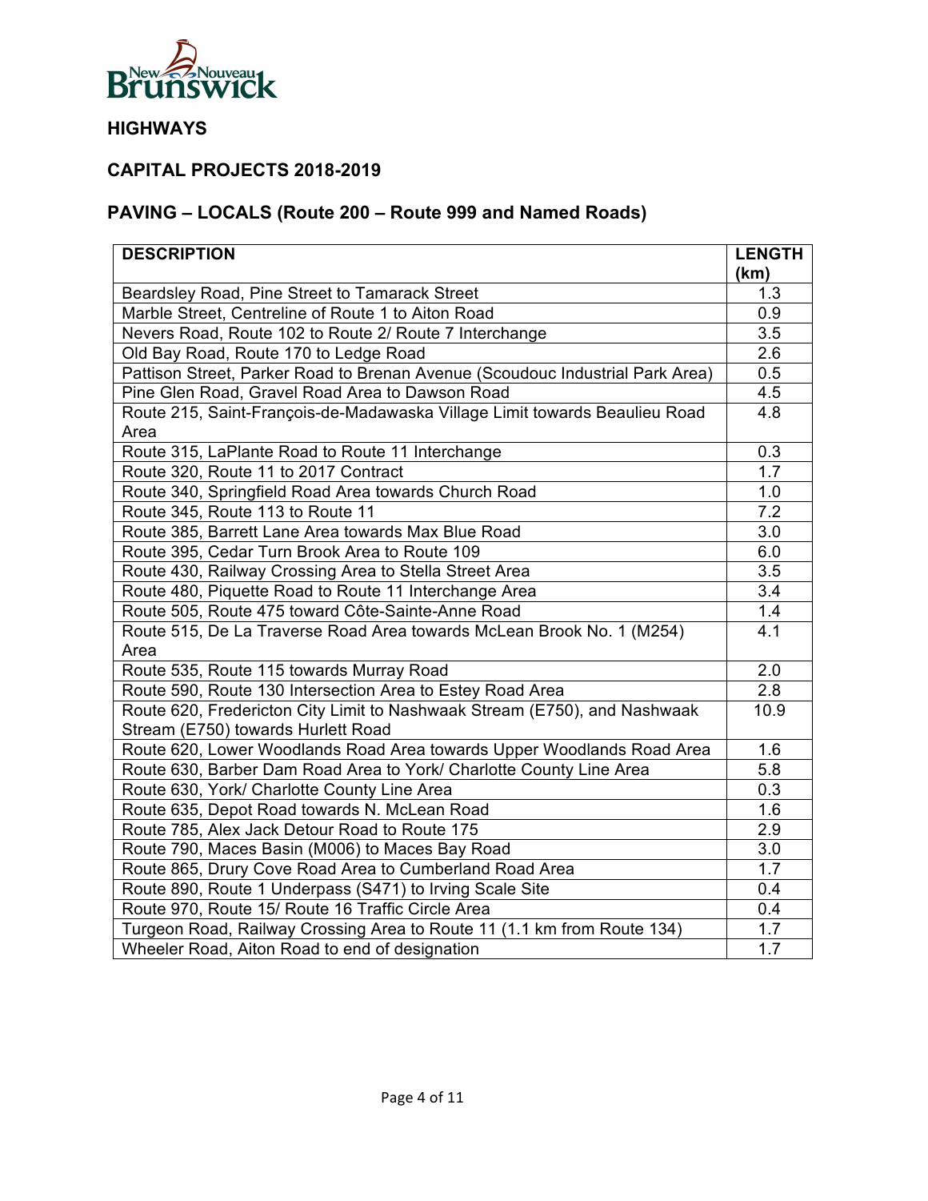## HIGHWAYS

## CAPITAL PROJECTS 2018-2019

## PAVING – LOCALS (Route 200 – Route 999 and Named Roads)

| DESCRIPTION | LENGTH (km) |
|---|---|
| Beardsley Road, Pine Street to Tamarack Street | 1.3 |
| Marble Street, Centreline of Route 1 to Aiton Road | 0.9 |
| Nevers Road, Route 102 to Route 2/ Route 7 Interchange | 3.5 |
| Old Bay Road, Route 170 to Ledge Road | 2.6 |
| Pattison Street, Parker Road to Brenan Avenue (Scoudouc Industrial Park Area) | 0.5 |
| Pine Glen Road, Gravel Road Area to Dawson Road | 4.5 |
| Route 215, Saint-François-de-Madawaska Village Limit towards Beaulieu Road Area | 4.8 |
| Route 315, LaPlante Road to Route 11 Interchange | 0.3 |
| Route 320, Route 11 to 2017 Contract | 1.7 |
| Route 340, Springfield Road Area towards Church Road | 1.0 |
| Route 345, Route 113 to Route 11 | 7.2 |
| Route 385, Barrett Lane Area towards Max Blue Road | 3.0 |
| Route 395, Cedar Turn Brook Area to Route 109 | 6.0 |
| Route 430, Railway Crossing Area to Stella Street Area | 3.5 |
| Route 480, Piquette Road to Route 11 Interchange Area | 3.4 |
| Route 505, Route 475 toward Côte-Sainte-Anne Road | 1.4 |
| Route 515, De La Traverse Road Area towards McLean Brook No. 1 (M254) Area | 4.1 |
| Route 535, Route 115 towards Murray Road | 2.0 |
| Route 590, Route 130 Intersection Area to Estey Road Area | 2.8 |
| Route 620, Fredericton City Limit to Nashwaak Stream (E750), and Nashwaak Stream (E750) towards Hurlett Road | 10.9 |
| Route 620, Lower Woodlands Road Area towards Upper Woodlands Road Area | 1.6 |
| Route 630, Barber Dam Road Area to York/ Charlotte County Line Area | 5.8 |
| Route 630, York/ Charlotte County Line Area | 0.3 |
| Route 635, Depot Road towards N. McLean Road | 1.6 |
| Route 785, Alex Jack Detour Road to Route 175 | 2.9 |
| Route 790, Maces Basin (M006) to Maces Bay Road | 3.0 |
| Route 865, Drury Cove Road Area to Cumberland Road Area | 1.7 |
| Route 890, Route 1 Underpass (S471) to Irving Scale Site | 0.4 |
| Route 970, Route 15/ Route 16 Traffic Circle Area | 0.4 |
| Turgeon Road, Railway Crossing Area to Route 11 (1.1 km from Route 134) | 1.7 |
| Wheeler Road, Aiton Road to end of designation | 1.7 |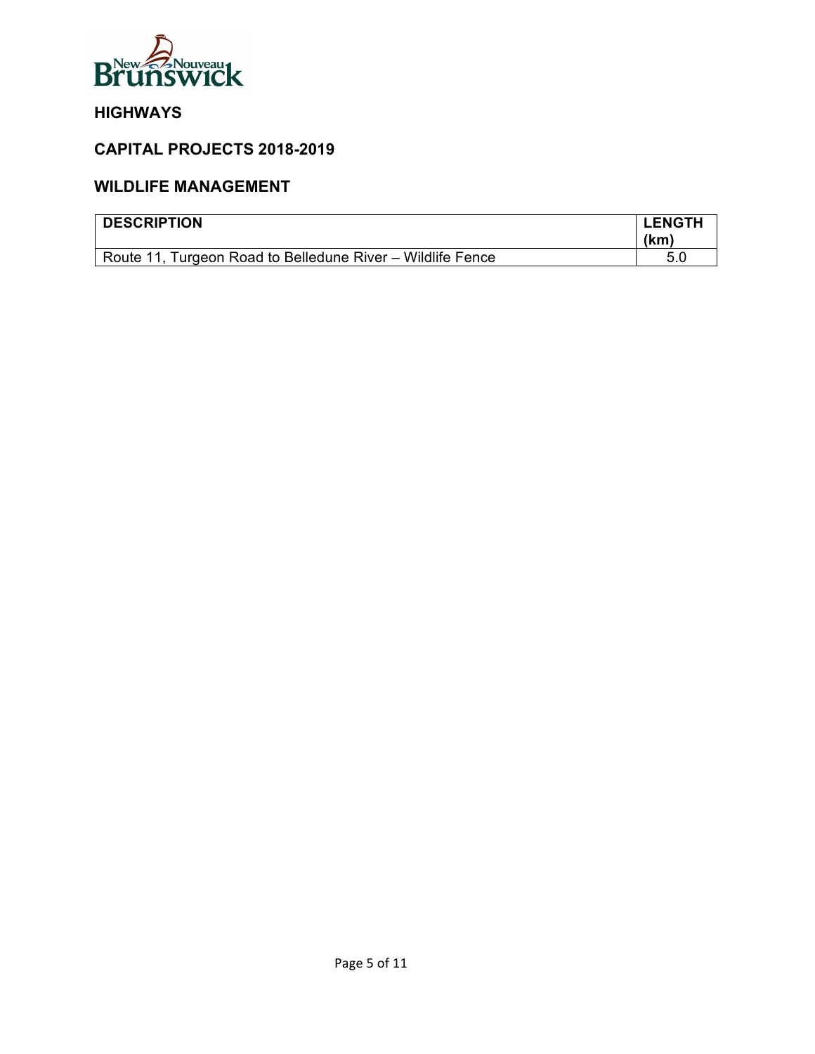New Nouveau Brunswick

## HIGHWAYS

## CAPITAL PROJECTS 2018-2019

## WILDLIFE MANAGEMENT

| DESCRIPTION | LENGTH (km) |
|---|---|
| Route 11, Turgeon Road to Belledune River – Wildlife Fence | 5.0 |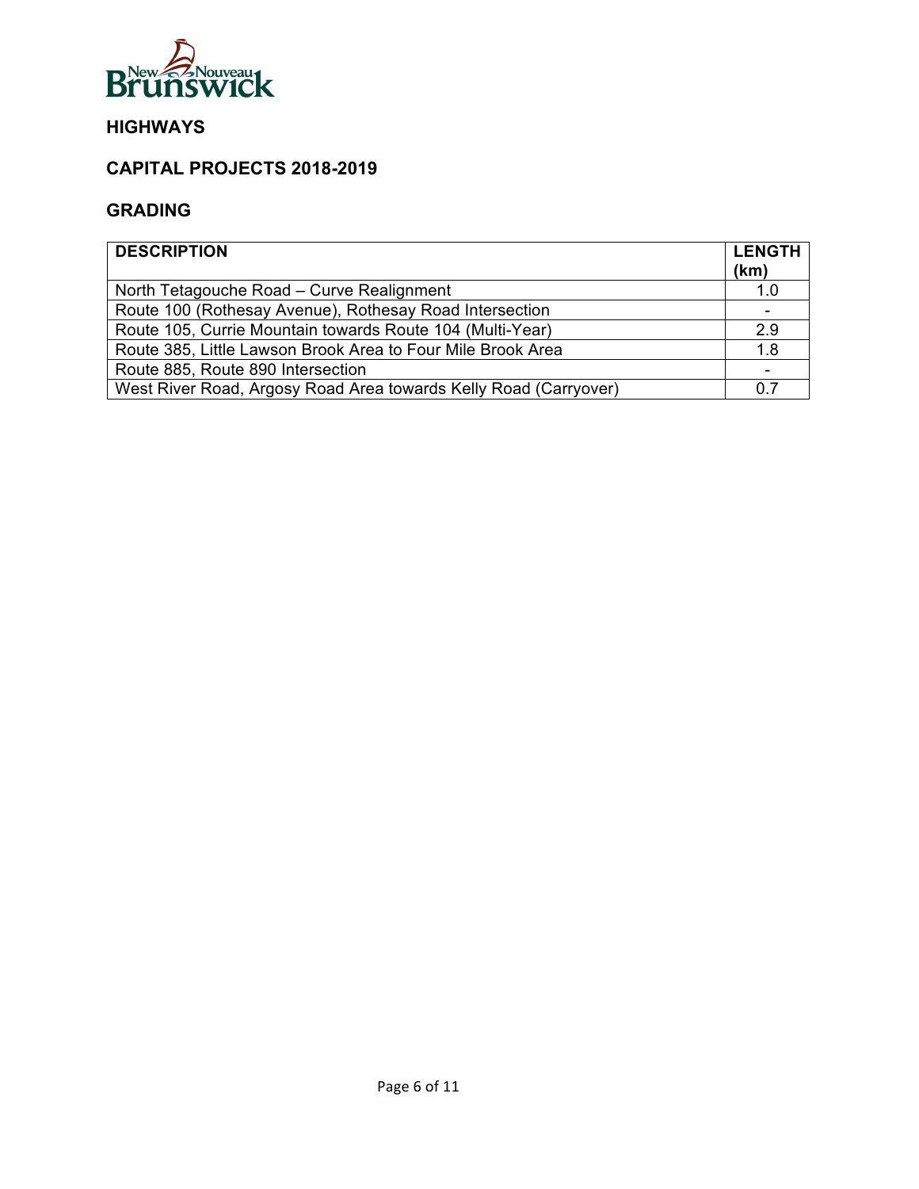## HIGHWAYS

## CAPITAL PROJECTS 2018-2019

### GRADING

| DESCRIPTION | LENGTH (km) |
|---|---|
| North Tetagouche Road – Curve Realignment | 1.0 |
| Route 100 (Rothesay Avenue), Rothesay Road Intersection | - |
| Route 105, Currie Mountain towards Route 104 (Multi-Year) | 2.9 |
| Route 385, Little Lawson Brook Area to Four Mile Brook Area | 1.8 |
| Route 885, Route 890 Intersection | - |
| West River Road, Argosy Road Area towards Kelly Road (Carryover) | 0.7 |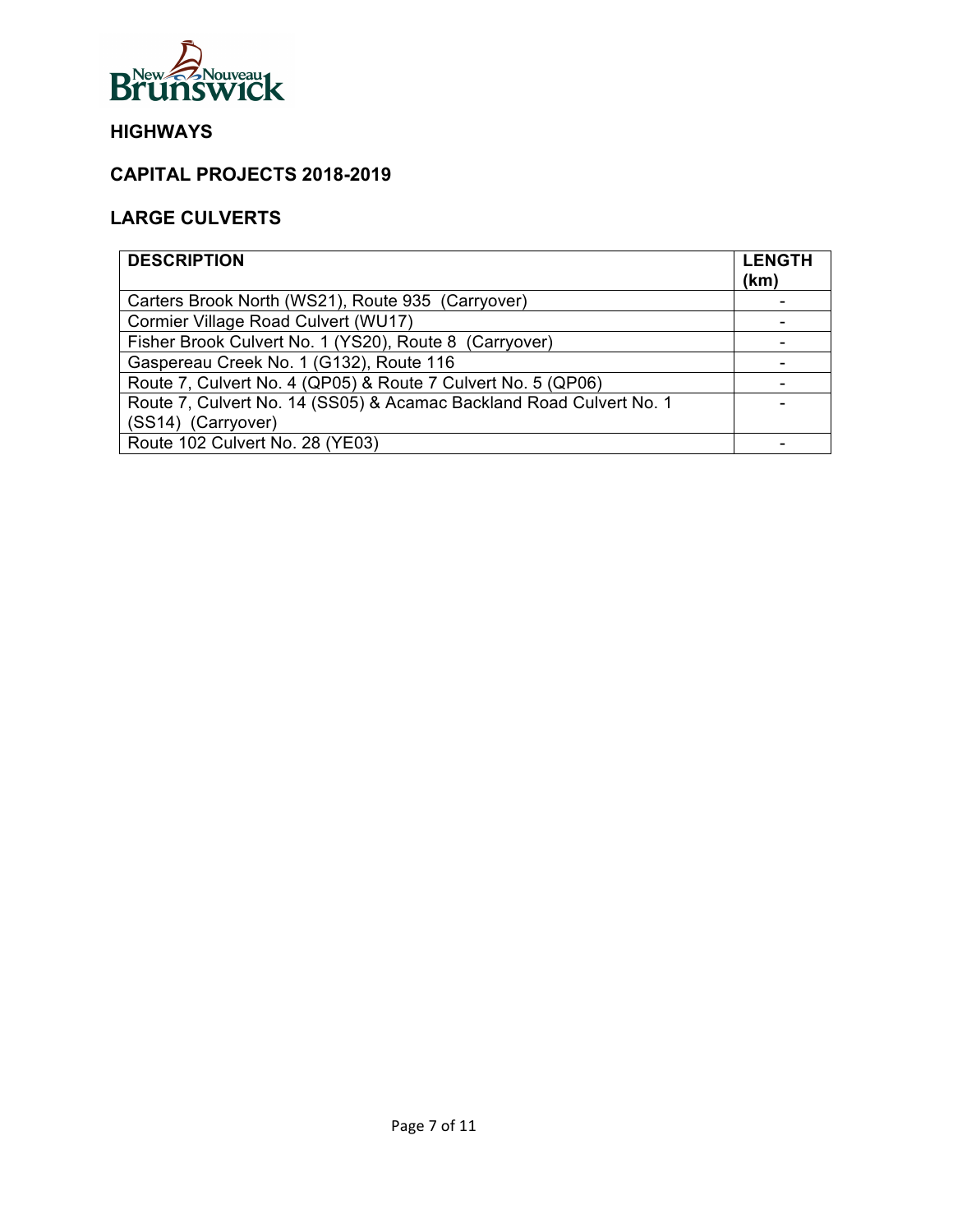## HIGHWAYS

## CAPITAL PROJECTS 2018-2019

## LARGE CULVERTS

| DESCRIPTION | LENGTH (km) |
|---|---|
| Carters Brook North (WS21), Route 935 (Carryover) | - |
| Cormier Village Road Culvert (WU17) | - |
| Fisher Brook Culvert No. 1 (YS20), Route 8 (Carryover) | - |
| Gaspereau Creek No. 1 (G132), Route 116 | - |
| Route 7, Culvert No. 4 (QP05) & Route 7 Culvert No. 5 (QP06) | - |
| Route 7, Culvert No. 14 (SS05) & Acamac Backland Road Culvert No. 1 (SS14) (Carryover) | - |
| Route 102 Culvert No. 28 (YE03) | - |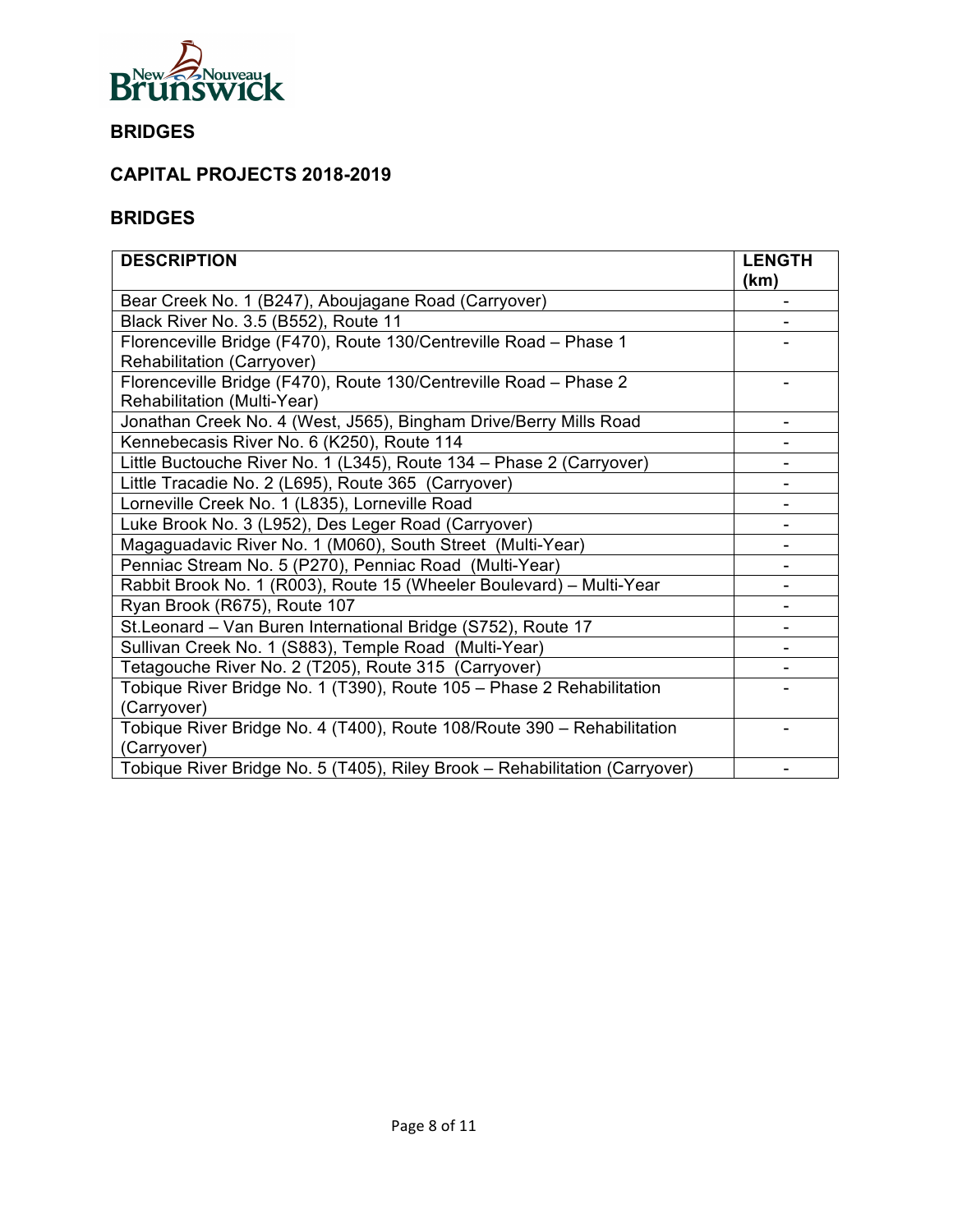## BRIDGES

## CAPITAL PROJECTS 2018-2019

## BRIDGES

| DESCRIPTION | LENGTH (km) |
|---|---|
| Bear Creek No. 1 (B247), Aboujagane Road (Carryover) | - |
| Black River No. 3.5 (B552), Route 11 | - |
| Florenceville Bridge (F470), Route 130/Centreville Road – Phase 1 Rehabilitation (Carryover) | - |
| Florenceville Bridge (F470), Route 130/Centreville Road – Phase 2 Rehabilitation (Multi-Year) | - |
| Jonathan Creek No. 4 (West, J565), Bingham Drive/Berry Mills Road | - |
| Kennebecasis River No. 6 (K250), Route 114 | - |
| Little Buctouche River No. 1 (L345), Route 134 – Phase 2 (Carryover) | - |
| Little Tracadie No. 2 (L695), Route 365 (Carryover) | - |
| Lorneville Creek No. 1 (L835), Lorneville Road | - |
| Luke Brook No. 3 (L952), Des Leger Road (Carryover) | - |
| Magaguadavic River No. 1 (M060), South Street (Multi-Year) | - |
| Penniac Stream No. 5 (P270), Penniac Road (Multi-Year) | - |
| Rabbit Brook No. 1 (R003), Route 15 (Wheeler Boulevard) – Multi-Year | - |
| Ryan Brook (R675), Route 107 | - |
| St.Leonard – Van Buren International Bridge (S752), Route 17 | - |
| Sullivan Creek No. 1 (S883), Temple Road (Multi-Year) | - |
| Tetagouche River No. 2 (T205), Route 315 (Carryover) | - |
| Tobique River Bridge No. 1 (T390), Route 105 – Phase 2 Rehabilitation (Carryover) | - |
| Tobique River Bridge No. 4 (T400), Route 108/Route 390 – Rehabilitation (Carryover) | - |
| Tobique River Bridge No. 5 (T405), Riley Brook – Rehabilitation (Carryover) | - |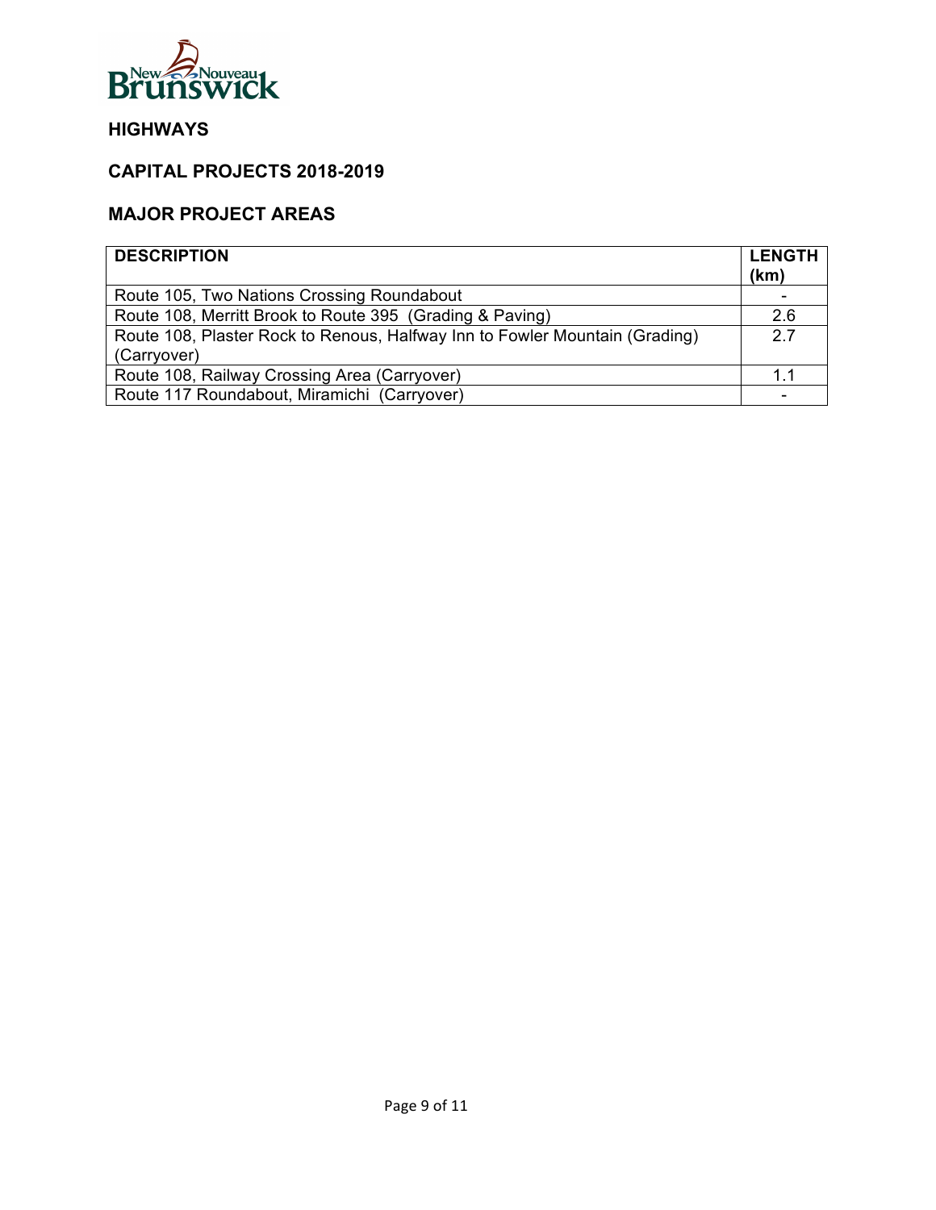## HIGHWAYS

## CAPITAL PROJECTS 2018-2019

## MAJOR PROJECT AREAS

| DESCRIPTION | LENGTH (km) |
|---|---|
| Route 105, Two Nations Crossing Roundabout | - |
| Route 108, Merritt Brook to Route 395 (Grading & Paving) | 2.6 |
| Route 108, Plaster Rock to Renous, Halfway Inn to Fowler Mountain (Grading) (Carryover) | 2.7 |
| Route 108, Railway Crossing Area (Carryover) | 1.1 |
| Route 117 Roundabout, Miramichi (Carryover) | - |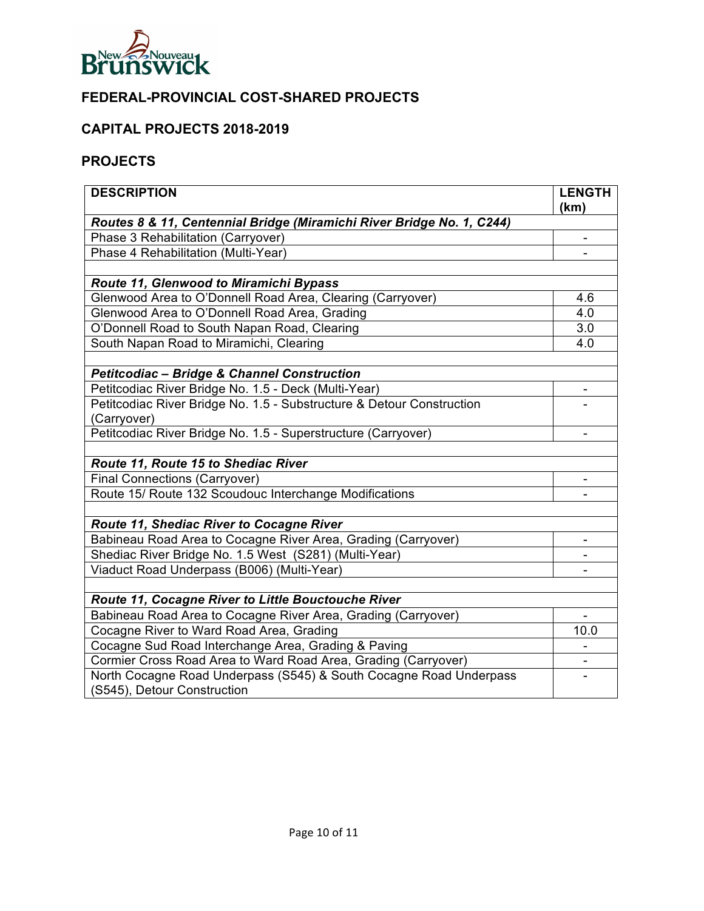## FEDERAL-PROVINCIAL COST-SHARED PROJECTS

## CAPITAL PROJECTS 2018-2019

## PROJECTS

| DESCRIPTION | LENGTH (km) |
|---|---|
| ***Routes 8 & 11, Centennial Bridge (Miramichi River Bridge No. 1, C244)*** | |
| Phase 3 Rehabilitation (Carryover) | - |
| Phase 4 Rehabilitation (Multi-Year) | - |
| | |
| ***Route 11, Glenwood to Miramichi Bypass*** | |
| Glenwood Area to O'Donnell Road Area, Clearing (Carryover) | 4.6 |
| Glenwood Area to O'Donnell Road Area, Grading | 4.0 |
| O'Donnell Road to South Napan Road, Clearing | 3.0 |
| South Napan Road to Miramichi, Clearing | 4.0 |
| | |
| ***Petitcodiac – Bridge & Channel Construction*** | |
| Petitcodiac River Bridge No. 1.5 - Deck (Multi-Year) | - |
| Petitcodiac River Bridge No. 1.5 - Substructure & Detour Construction (Carryover) | - |
| Petitcodiac River Bridge No. 1.5 - Superstructure (Carryover) | - |
| | |
| ***Route 11, Route 15 to Shediac River*** | |
| Final Connections (Carryover) | - |
| Route 15/ Route 132 Scoudouc Interchange Modifications | - |
| | |
| ***Route 11, Shediac River to Cocagne River*** | |
| Babineau Road Area to Cocagne River Area, Grading (Carryover) | - |
| Shediac River Bridge No. 1.5 West (S281) (Multi-Year) | - |
| Viaduct Road Underpass (B006) (Multi-Year) | - |
| | |
| ***Route 11, Cocagne River to Little Bouctouche River*** | |
| Babineau Road Area to Cocagne River Area, Grading (Carryover) | - |
| Cocagne River to Ward Road Area, Grading | 10.0 |
| Cocagne Sud Road Interchange Area, Grading & Paving | - |
| Cormier Cross Road Area to Ward Road Area, Grading (Carryover) | - |
| North Cocagne Road Underpass (S545) & South Cocagne Road Underpass (S545), Detour Construction | - |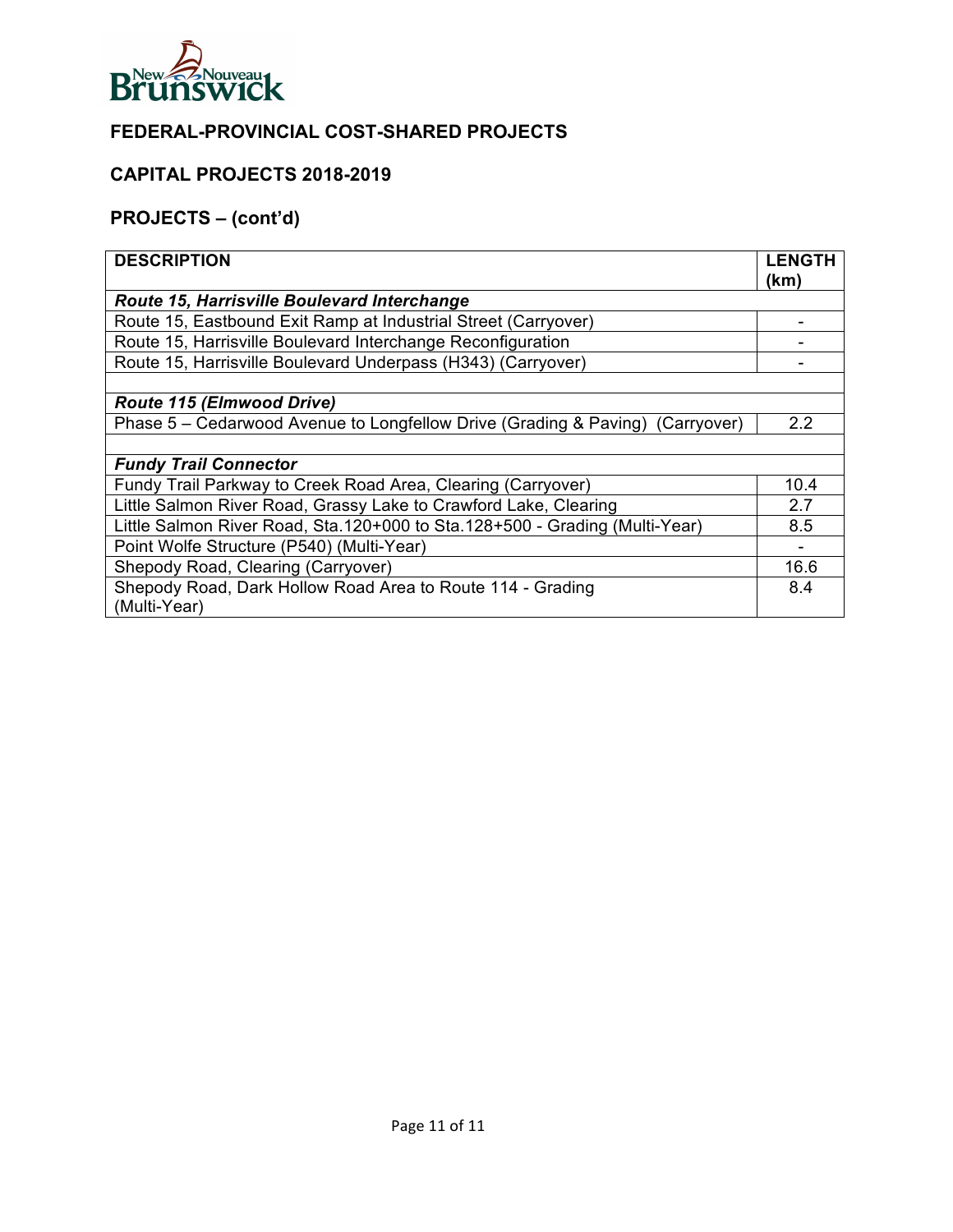## FEDERAL-PROVINCIAL COST-SHARED PROJECTS

## CAPITAL PROJECTS 2018-2019

## PROJECTS – (cont'd)

| DESCRIPTION | LENGTH (km) |
|---|---|
| ***Route 15, Harrisville Boulevard Interchange*** | |
| Route 15, Eastbound Exit Ramp at Industrial Street (Carryover) | - |
| Route 15, Harrisville Boulevard Interchange Reconfiguration | - |
| Route 15, Harrisville Boulevard Underpass (H343) (Carryover) | - |
| | |
| ***Route 115 (Elmwood Drive)*** | |
| Phase 5 – Cedarwood Avenue to Longfellow Drive (Grading & Paving) (Carryover) | 2.2 |
| | |
| ***Fundy Trail Connector*** | |
| Fundy Trail Parkway to Creek Road Area, Clearing (Carryover) | 10.4 |
| Little Salmon River Road, Grassy Lake to Crawford Lake, Clearing | 2.7 |
| Little Salmon River Road, Sta.120+000 to Sta.128+500 - Grading (Multi-Year) | 8.5 |
| Point Wolfe Structure (P540) (Multi-Year) | - |
| Shepody Road, Clearing (Carryover) | 16.6 |
| Shepody Road, Dark Hollow Road Area to Route 114 - Grading (Multi-Year) | 8.4 |